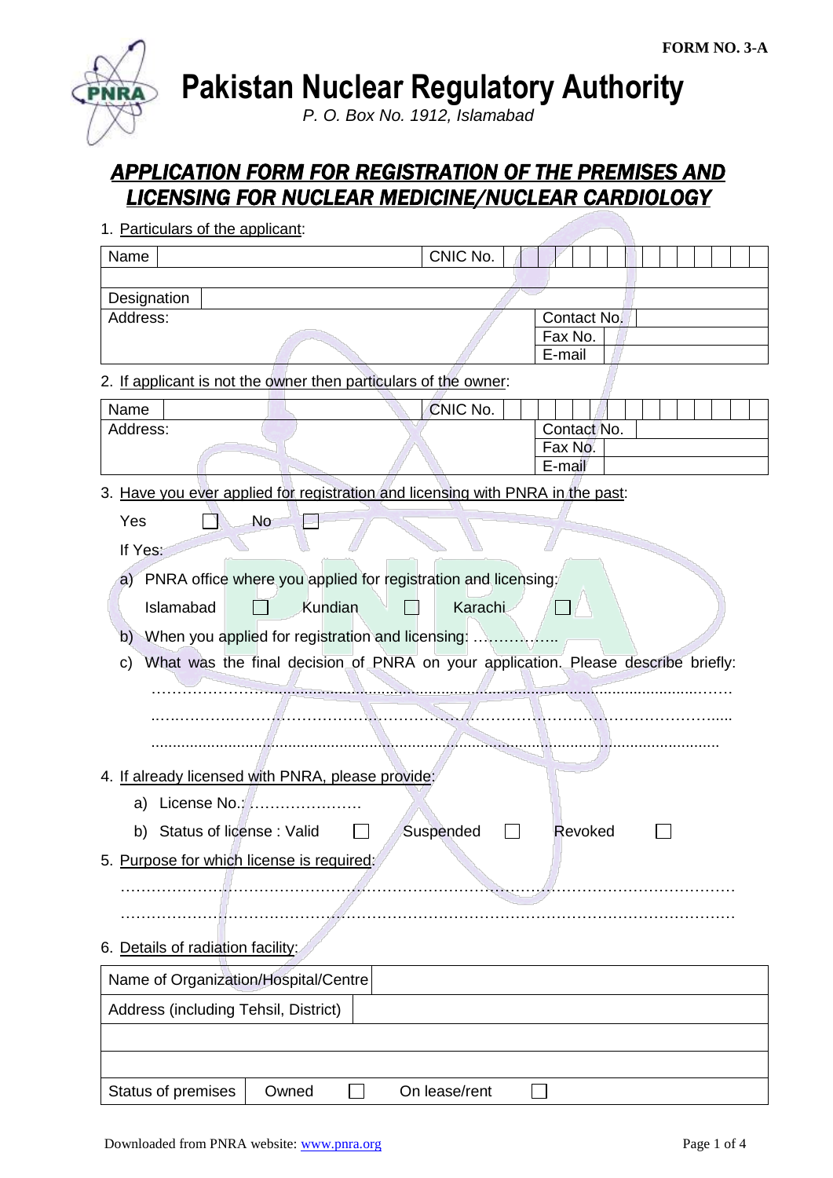FORM NO. 3-A

# Pakistan Nuclear Regulatory Authority

*P. O. Box No. 1912, Islamabad*

## APPLICATION FORM FOR REGISTRATION OF THE PREMISES AND LICENSING FOR NUCLEAR MEDICINE/NUCLEAR CARDIOLOGY

1. Particulars of the applicant:

| Name | | CNIC No. | |
|---|---|---|---|
| | | | |
| Designation | | | |
| Address: | | Contact No. | |
| | | Fax No. | |
| | | E-mail | |

2. If applicant is not the owner then particulars of the owner:

| Name | | CNIC No. | |
|---|---|---|---|
| Address: | | Contact No. | |
| | | Fax No. | |
| | | E-mail | |

3. Have you ever applied for registration and licensing with PNRA in the past:

   Yes ☐ No ☐

   If Yes:

   a) PNRA office where you applied for registration and licensing:

      Islamabad ☐ Kundian ☐ Karachi ☐

   b) When you applied for registration and licensing: ……………..

   c) What was the final decision of PNRA on your application. Please describe briefly:

      ……………………………………………………………………………………………

      ……………………………………………………………………………………………

      ……………………………………………………………………………………………

4. If already licensed with PNRA, please provide:

   a) License No.: ………………….

   b) Status of license : Valid ☐ Suspended ☐ Revoked ☐

5. Purpose for which license is required:

   ……………………………………………………………………………………………

   ……………………………………………………………………………………………

6. Details of radiation facility:

| Name of Organization/Hospital/Centre | | | |
|---|---|---|---|
| Address (including Tehsil, District) | | | |
| | | | |
| | | | |
| Status of premises | Owned ☐ | On lease/rent ☐ | |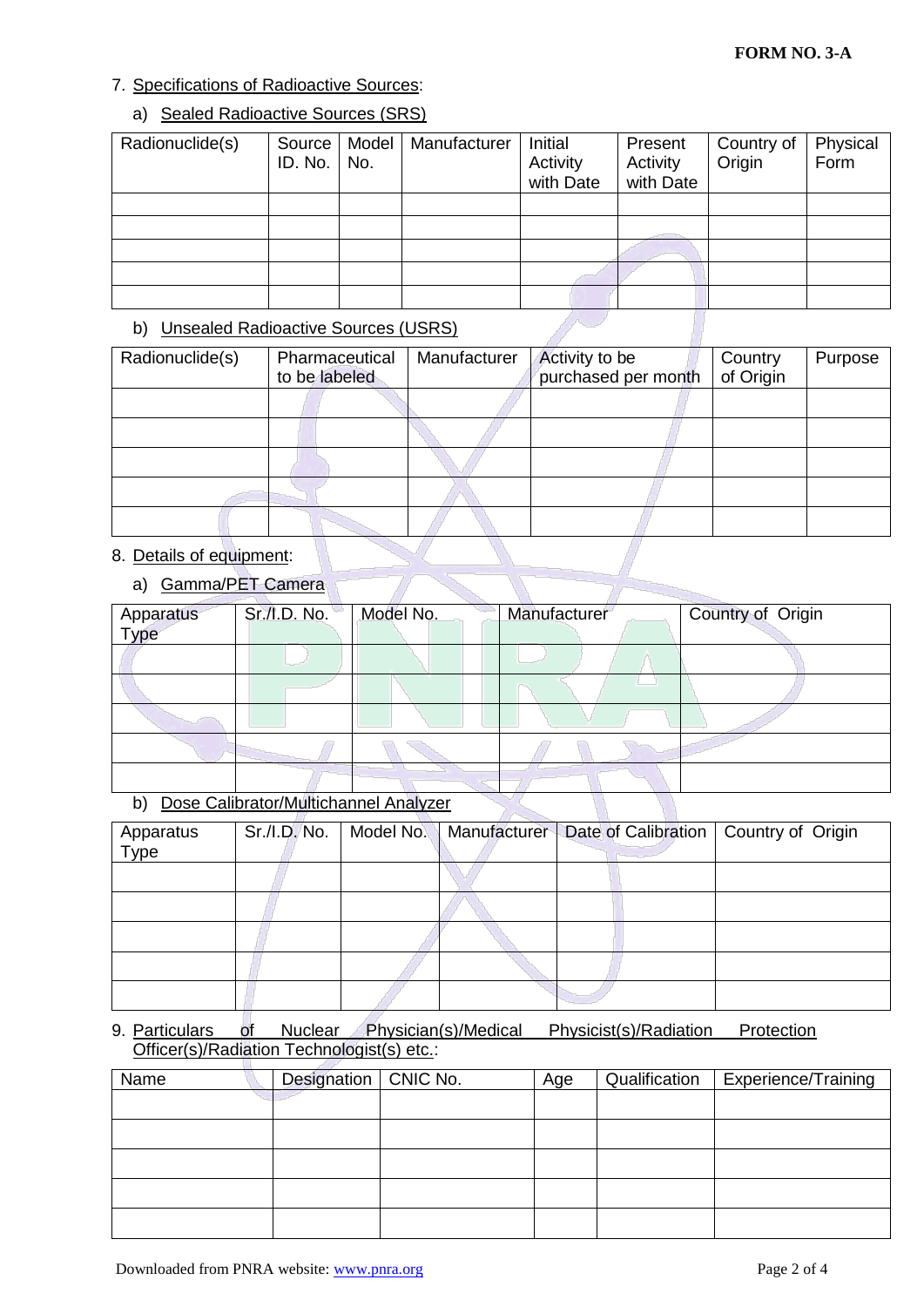**FORM NO. 3-A**

7. Specifications of Radioactive Sources:

   a) Sealed Radioactive Sources (SRS)

| Radionuclide(s) | Source ID. No. | Model No. | Manufacturer | Initial Activity with Date | Present Activity with Date | Country of Origin | Physical Form |
|---|---|---|---|---|---|---|---|
| | | | | | | | |
| | | | | | | | |
| | | | | | | | |
| | | | | | | | |
| | | | | | | | |

   b) Unsealed Radioactive Sources (USRS)

| Radionuclide(s) | Pharmaceutical to be labeled | Manufacturer | Activity to be purchased per month | Country of Origin | Purpose |
|---|---|---|---|---|---|
| | | | | | |
| | | | | | |
| | | | | | |
| | | | | | |
| | | | | | |

8. Details of equipment:

   a) Gamma/PET Camera

| Apparatus Type | Sr./I.D. No. | Model No. | Manufacturer | Country of Origin |
|---|---|---|---|---|
| | | | | |
| | | | | |
| | | | | |
| | | | | |
| | | | | |

   b) Dose Calibrator/Multichannel Analyzer

| Apparatus Type | Sr./I.D. No. | Model No. | Manufacturer | Date of Calibration | Country of Origin |
|---|---|---|---|---|---|
| | | | | | |
| | | | | | |
| | | | | | |
| | | | | | |
| | | | | | |

9. Particulars of Nuclear Physician(s)/Medical Physicist(s)/Radiation Protection Officer(s)/Radiation Technologist(s) etc.:

| Name | Designation | CNIC No. | Age | Qualification | Experience/Training |
|---|---|---|---|---|---|
| | | | | | |
| | | | | | |
| | | | | | |
| | | | | | |
| | | | | | |

Downloaded from PNRA website: www.pnra.org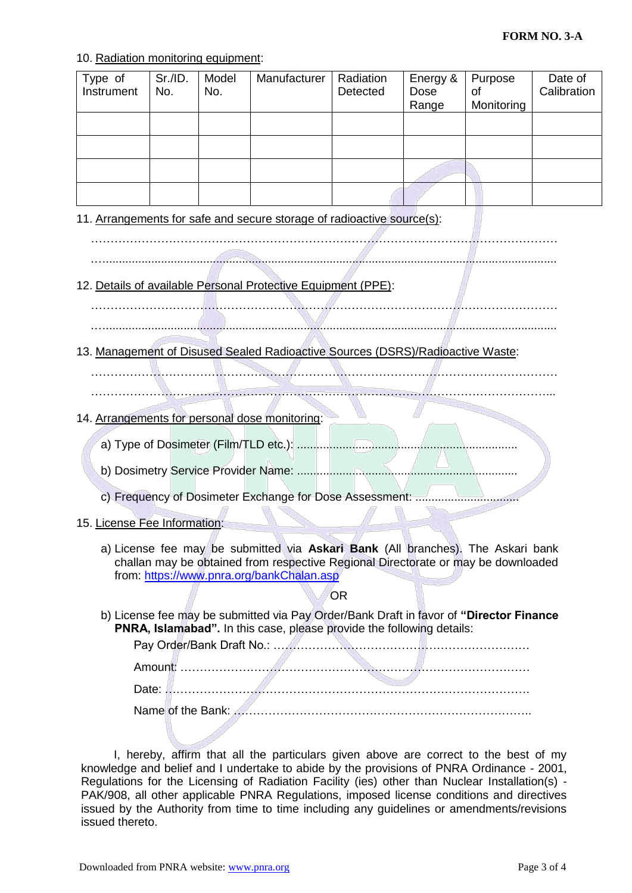**FORM NO. 3-A**

10. Radiation monitoring equipment:

| Type of Instrument | Sr./ID. No. | Model No. | Manufacturer | Radiation Detected | Energy & Dose Range | Purpose of Monitoring | Date of Calibration |
|---|---|---|---|---|---|---|---|
| | | | | | | | |
| | | | | | | | |
| | | | | | | | |
| | | | | | | | |

11. Arrangements for safe and secure storage of radioactive source(s):

……………………………………………………………………………………………………………

……………………………………………………………………………………………………………

12. Details of available Personal Protective Equipment (PPE):

……………………………………………………………………………………………………………

……………………………………………………………………………………………………………

13. Management of Disused Sealed Radioactive Sources (DSRS)/Radioactive Waste:

……………………………………………………………………………………………………………

……………………………………………………………………………………………………………

14. Arrangements for personal dose monitoring:

a) Type of Dosimeter (Film/TLD etc.): ……………………………………………………

b) Dosimetry Service Provider Name: ……………………………………………………

c) Frequency of Dosimeter Exchange for Dose Assessment: ………………………

15. License Fee Information:

a) License fee may be submitted via **Askari Bank** (All branches). The Askari bank challan may be obtained from respective Regional Directorate or may be downloaded from: https://www.pnra.org/bankChalan.asp

OR

b) License fee may be submitted via Pay Order/Bank Draft in favor of **"Director Finance PNRA, Islamabad"**. In this case, please provide the following details:

Pay Order/Bank Draft No.: ……………………………………………………………

Amount: ……………………………………………………………………………

Date: ………………………………………………………………………………

Name of the Bank: ……………………………………………………………………

I, hereby, affirm that all the particulars given above are correct to the best of my knowledge and belief and I undertake to abide by the provisions of PNRA Ordinance - 2001, Regulations for the Licensing of Radiation Facility (ies) other than Nuclear Installation(s) - PAK/908, all other applicable PNRA Regulations, imposed license conditions and directives issued by the Authority from time to time including any guidelines or amendments/revisions issued thereto.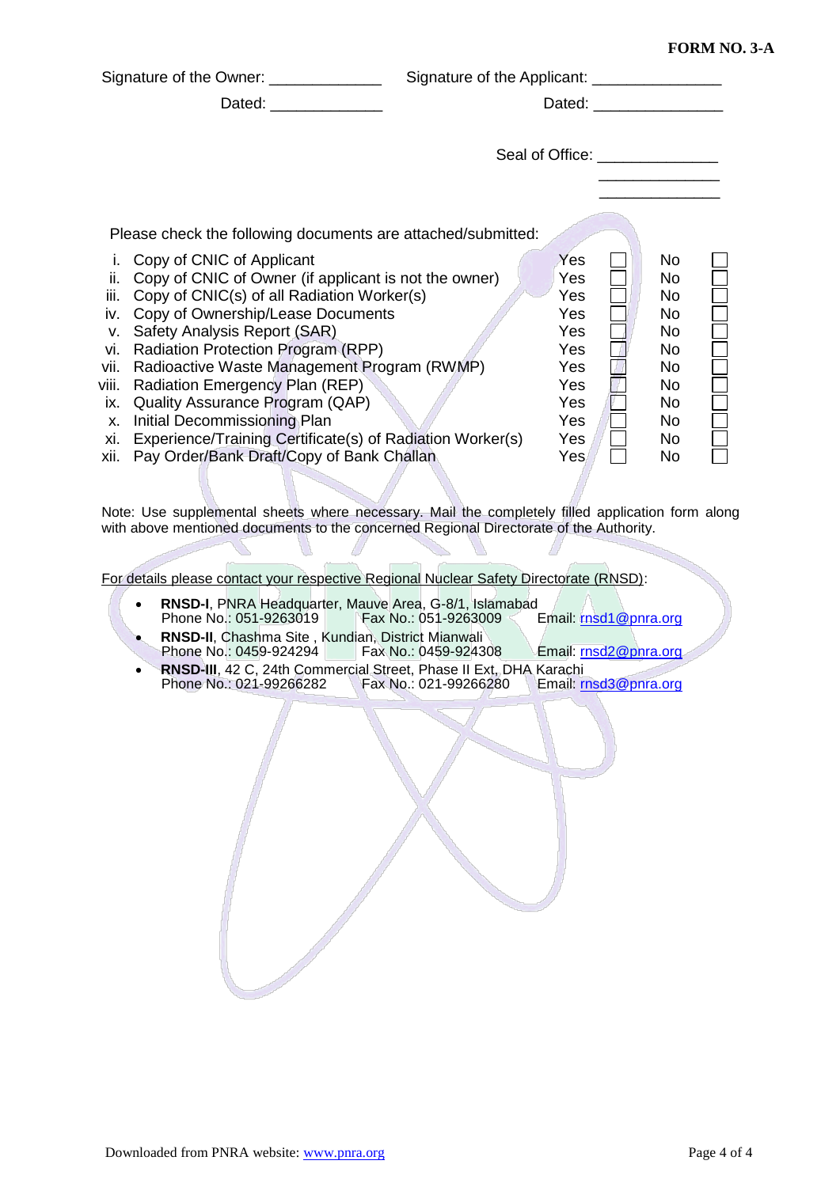FORM NO. 3-A

Signature of the Owner: _____________ Signature of the Applicant: _______________

Dated: _____________ Dated: _______________

Seal of Office: ______________
______________
______________

Please check the following documents are attached/submitted:

| | | | | | |
|---|---|---|---|---|---|
| i. | Copy of CNIC of Applicant | Yes | ☐ | No | ☐ |
| ii. | Copy of CNIC of Owner (if applicant is not the owner) | Yes | ☐ | No | ☐ |
| iii. | Copy of CNIC(s) of all Radiation Worker(s) | Yes | ☐ | No | ☐ |
| iv. | Copy of Ownership/Lease Documents | Yes | ☐ | No | ☐ |
| v. | Safety Analysis Report (SAR) | Yes | ☐ | No | ☐ |
| vi. | Radiation Protection Program (RPP) | Yes | ☐ | No | ☐ |
| vii. | Radioactive Waste Management Program (RWMP) | Yes | ☐ | No | ☐ |
| viii. | Radiation Emergency Plan (REP) | Yes | ☐ | No | ☐ |
| ix. | Quality Assurance Program (QAP) | Yes | ☐ | No | ☐ |
| x. | Initial Decommissioning Plan | Yes | ☐ | No | ☐ |
| xi. | Experience/Training Certificate(s) of Radiation Worker(s) | Yes | ☐ | No | ☐ |
| xii. | Pay Order/Bank Draft/Copy of Bank Challan | Yes | ☐ | No | ☐ |

Note: Use supplemental sheets where necessary. Mail the completely filled application form along with above mentioned documents to the concerned Regional Directorate of the Authority.

For details please contact your respective Regional Nuclear Safety Directorate (RNSD):

- **RNSD-I**, PNRA Headquarter, Mauve Area, G-8/1, Islamabad
  Phone No.: 051-9263019 Fax No.: 051-9263009 Email: rnsd1@pnra.org
- **RNSD-II**, Chashma Site , Kundian, District Mianwali
  Phone No.: 0459-924294 Fax No.: 0459-924308 Email: rnsd2@pnra.org
- **RNSD-III**, 42 C, 24th Commercial Street, Phase II Ext, DHA Karachi
  Phone No.: 021-99266282 Fax No.: 021-99266280 Email: rnsd3@pnra.org